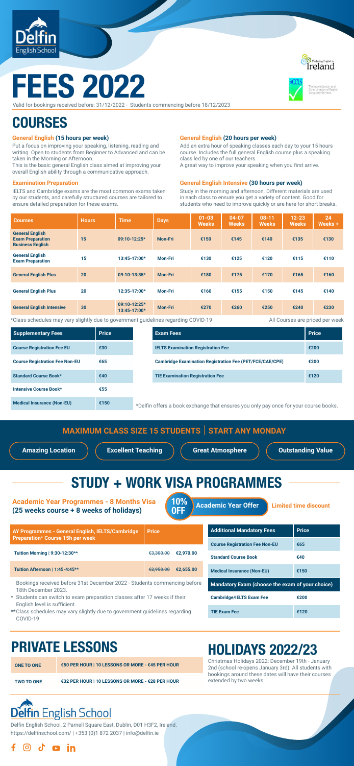Delfin English School

# FEES 2022

Valid for bookings received before: 31/12/2022 - Students commencing before 18/12/2023

Marketing English in Ireland

ACELS - The Accreditation and Co-ordination of English Language Services

## COURSES

### General English (15 hours per week)

Put a focus on improving your speaking, listening, reading and writing. Open to students from Beginner to Advanced and can be taken in the Morning or Afternoon.
This is the basic general English class aimed at improving your overall English ability through a communicative approach.

### Examination Preparation

IELTS and Cambridge exams are the most common exams taken by our students, and carefully structured courses are tailored to ensure detailed preparation for these exams.

### General English (20 hours per week)

Add an extra hour of speaking classes each day to your 15 hours course. Includes the full general English course plus a speaking class led by one of our teachers.
A great way to improve your speaking when you first arrive.

### General English Intensive (30 hours per week)

Study in the morning and afternoon. Different materials are used in each class to ensure you get a variety of content. Good for students who need to improve quickly or are here for short breaks.

| Courses | Hours | Time | Days | 01-03 Weeks | 04-07 Weeks | 08-11 Weeks | 12-23 Weeks | 24 Weeks + |
|---|---|---|---|---|---|---|---|---|
| General English Exam Preparation Business English | 15 | 09:10-12:25* | Mon-Fri | €150 | €145 | €140 | €135 | €130 |
| General English Exam Preparation | 15 | 13:45-17:00* | Mon-Fri | €130 | €125 | €120 | €115 | €110 |
| General English Plus | 20 | 09:10-13:35* | Mon-Fri | €180 | €175 | €170 | €165 | €160 |
| General English Plus | 20 | 12:35-17:00* | Mon-Fri | €160 | €155 | €150 | €145 | €140 |
| General English Intensive | 30 | 09:10-12:25* 13:45-17:00* | Mon-Fri | €270 | €260 | €250 | €240 | €230 |

*Class schedules may vary slightly due to government guidelines regarding COVID-19

All Courses are priced per week

| Supplementary Fees | Price |
|---|---|
| Course Registration Fee EU | €30 |
| Course Registration Fee Non-EU | €65 |
| Standard Course Book* | €40 |
| Intensive Course Book* | €55 |
| Medical Insurance (Non-EU) | €150 |

| Exam Fees | Price |
|---|---|
| IELTS Examination Registration Fee | €200 |
| Cambridge Examination Registration Fee (PET/FCE/CAE/CPE) | €200 |
| TIE Examination Registration Fee | €120 |

*Delfin offers a book exchange that ensures you only pay once for your course books.

**MAXIMUM CLASS SIZE 15 STUDENTS | START ANY MONDAY**

Amazing Location | Excellent Teaching | Great Atmosphere | Outstanding Value

## STUDY + WORK VISA PROGRAMMES

**Academic Year Programmes - 8 Months Visa (25 weeks course + 8 weeks of holidays)**

10% OFF — Academic Year Offer — Limited time discount

| AY Programmes - General English, IELTS/Cambridge Preparation* Course 15h per week | Price |
|---|---|
| Tuition Morning \| 9:30-12:30** | ~~€3,300.00~~ €2,970.00 |
| Tuition Afternoon \| 1:45-4:45** | ~~€2,950.00~~ €2,655.00 |

Bookings received before 31st December 2022 - Students commencing before 18th December 2023.

\* Students can switch to exam preparation classes after 17 weeks if their English level is sufficient.

**Class schedules may vary slightly due to government guidelines regarding COVID-19

| Additional Mandatory Fees | Price |
|---|---|
| Course Registration Fee Non-EU | €65 |
| Standard Course Book | €40 |
| Medical Insurance (Non-EU) | €150 |
| **Mandatory Exam (choose the exam of your choice)** | |
| Cambridge/IELTS Exam Fee | €200 |
| TIE Exam Fee | €120 |

## PRIVATE LESSONS

| | |
|---|---|
| ONE TO ONE | €50 PER HOUR \| 10 LESSONS OR MORE - €45 PER HOUR |
| TWO TO ONE | €32 PER HOUR \| 10 LESSONS OR MORE - €28 PER HOUR |

## HOLIDAYS 2022/23

Christmas Holidays 2022: December 19th - January 2nd (school re-opens January 3rd). All students with bookings around these dates will have their courses extended by two weeks.

Delfin English School

Delfin English School, 2 Parnell Square East, Dublin, D01 H3F2, Ireland.
https://delfinschool.com/ | +353 (0)1 872 2037 | info@delfin.ie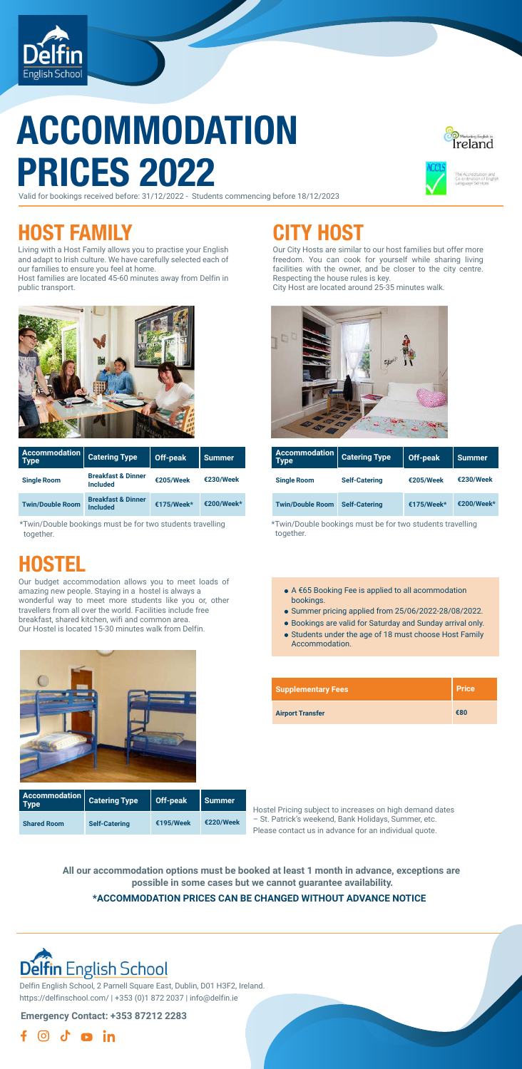# ACCOMMODATION PRICES 2022

Valid for bookings received before: 31/12/2022 - Students commencing before 18/12/2023

## HOST FAMILY

Living with a Host Family allows you to practise your English and adapt to Irish culture. We have carefully selected each of our families to ensure you feel at home.
Host families are located 45-60 minutes away from Delfin in public transport.

| Accommodation Type | Catering Type | Off-peak | Summer |
| --- | --- | --- | --- |
| Single Room | Breakfast & Dinner Included | €205/Week | €230/Week |
| Twin/Double Room | Breakfast & Dinner Included | €175/Week* | €200/Week* |

*Twin/Double bookings must be for two students travelling together.

## CITY HOST

Our City Hosts are similar to our host families but offer more freedom. You can cook for yourself while sharing living facilities with the owner, and be closer to the city centre. Respecting the house rules is key.
City Host are located around 25-35 minutes walk.

| Accommodation Type | Catering Type | Off-peak | Summer |
| --- | --- | --- | --- |
| Single Room | Self-Catering | €205/Week | €230/Week |
| Twin/Double Room | Self-Catering | €175/Week* | €200/Week* |

*Twin/Double bookings must be for two students travelling together.

## HOSTEL

Our budget accommodation allows you to meet loads of amazing new people. Staying in a hostel is always a wonderful way to meet more students like you or, other travellers from all over the world. Facilities include free breakfast, shared kitchen, wifi and common area.
Our Hostel is located 15-30 minutes walk from Delfin.

| Accommodation Type | Catering Type | Off-peak | Summer |
| --- | --- | --- | --- |
| Shared Room | Self-Catering | €195/Week | €220/Week |

Hostel Pricing subject to increases on high demand dates – St. Patrick's weekend, Bank Holidays, Summer, etc. Please contact us in advance for an individual quote.

- A €65 Booking Fee is applied to all acommodation bookings.
- Summer pricing applied from 25/06/2022-28/08/2022.
- Bookings are valid for Saturday and Sunday arrival only.
- Students under the age of 18 must choose Host Family Accommodation.

| Supplementary Fees | Price |
| --- | --- |
| Airport Transfer | €80 |

**All our accommodation options must be booked at least 1 month in advance, exceptions are possible in some cases but we cannot guarantee availability.**

**\*ACCOMMODATION PRICES CAN BE CHANGED WITHOUT ADVANCE NOTICE**

Delfin English School

Delfin English School, 2 Parnell Square East, Dublin, D01 H3F2, Ireland.
https://delfinschool.com/ | +353 (0)1 872 2037 | info@delfin.ie

**Emergency Contact: +353 87212 2283**